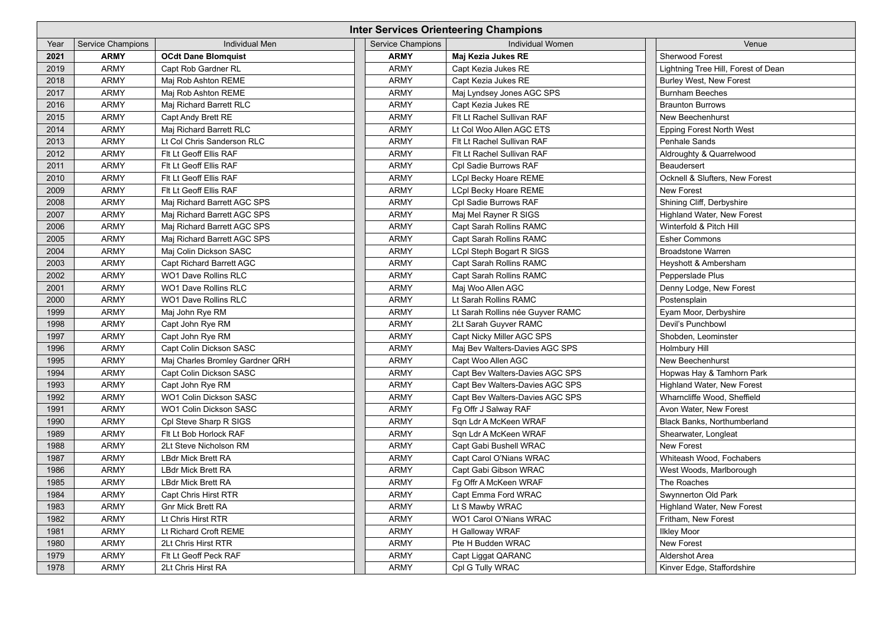## Inter Services Orienteering Champions

| Year | Service Champions | Individual Men | Service Champions | Individual Women | Venue |
|---|---|---|---|---|---|
| **2021** | **ARMY** | **OCdt Dane Blomquist** | **ARMY** | **Maj Kezia Jukes RE** | Sherwood Forest |
| 2019 | ARMY | Capt Rob Gardner RL | ARMY | Capt Kezia Jukes RE | Lightning Tree Hill, Forest of Dean |
| 2018 | ARMY | Maj Rob Ashton REME | ARMY | Capt Kezia Jukes RE | Burley West, New Forest |
| 2017 | ARMY | Maj Rob Ashton REME | ARMY | Maj Lyndsey Jones AGC SPS | Burnham Beeches |
| 2016 | ARMY | Maj Richard Barrett RLC | ARMY | Capt Kezia Jukes RE | Braunton Burrows |
| 2015 | ARMY | Capt Andy Brett RE | ARMY | Flt Lt Rachel Sullivan RAF | New Beechenhurst |
| 2014 | ARMY | Maj Richard Barrett RLC | ARMY | Lt Col Woo Allen AGC ETS | Epping Forest North West |
| 2013 | ARMY | Lt Col Chris Sanderson RLC | ARMY | Flt Lt Rachel Sullivan RAF | Penhale Sands |
| 2012 | ARMY | Flt Lt Geoff Ellis RAF | ARMY | Flt Lt Rachel Sullivan RAF | Aldroughty & Quarrelwood |
| 2011 | ARMY | Flt Lt Geoff Ellis RAF | ARMY | Cpl Sadie Burrows RAF | Beaudersert |
| 2010 | ARMY | Flt Lt Geoff Ellis RAF | ARMY | LCpl Becky Hoare REME | Ocknell & Slufters, New Forest |
| 2009 | ARMY | Flt Lt Geoff Ellis RAF | ARMY | LCpl Becky Hoare REME | New Forest |
| 2008 | ARMY | Maj Richard Barrett AGC SPS | ARMY | Cpl Sadie Burrows RAF | Shining Cliff, Derbyshire |
| 2007 | ARMY | Maj Richard Barrett AGC SPS | ARMY | Maj Mel Rayner R SIGS | Highland Water, New Forest |
| 2006 | ARMY | Maj Richard Barrett AGC SPS | ARMY | Capt Sarah Rollins RAMC | Winterfold & Pitch Hill |
| 2005 | ARMY | Maj Richard Barrett AGC SPS | ARMY | Capt Sarah Rollins RAMC | Esher Commons |
| 2004 | ARMY | Maj Colin Dickson SASC | ARMY | LCpl Steph Bogart R SIGS | Broadstone Warren |
| 2003 | ARMY | Capt Richard Barrett AGC | ARMY | Capt Sarah Rollins RAMC | Heyshott & Ambersham |
| 2002 | ARMY | WO1 Dave Rollins RLC | ARMY | Capt Sarah Rollins RAMC | Pepperslade Plus |
| 2001 | ARMY | WO1 Dave Rollins RLC | ARMY | Maj Woo Allen AGC | Denny Lodge, New Forest |
| 2000 | ARMY | WO1 Dave Rollins RLC | ARMY | Lt Sarah Rollins RAMC | Postensplain |
| 1999 | ARMY | Maj John Rye RM | ARMY | Lt Sarah Rollins née Guyver RAMC | Eyam Moor, Derbyshire |
| 1998 | ARMY | Capt John Rye RM | ARMY | 2Lt Sarah Guyver RAMC | Devil's Punchbowl |
| 1997 | ARMY | Capt John Rye RM | ARMY | Capt Nicky Miller AGC SPS | Shobden, Leominster |
| 1996 | ARMY | Capt Colin Dickson SASC | ARMY | Maj Bev Walters-Davies AGC SPS | Holmbury Hill |
| 1995 | ARMY | Maj Charles Bromley Gardner QRH | ARMY | Capt Woo Allen AGC | New Beechenhurst |
| 1994 | ARMY | Capt Colin Dickson SASC | ARMY | Capt Bev Walters-Davies AGC SPS | Hopwas Hay & Tamhorn Park |
| 1993 | ARMY | Capt John Rye RM | ARMY | Capt Bev Walters-Davies AGC SPS | Highland Water, New Forest |
| 1992 | ARMY | WO1 Colin Dickson SASC | ARMY | Capt Bev Walters-Davies AGC SPS | Wharncliffe Wood, Sheffield |
| 1991 | ARMY | WO1 Colin Dickson SASC | ARMY | Fg Offr J Salway RAF | Avon Water, New Forest |
| 1990 | ARMY | Cpl Steve Sharp R SIGS | ARMY | Sqn Ldr A McKeen WRAF | Black Banks, Northumberland |
| 1989 | ARMY | Flt Lt Bob Horlock RAF | ARMY | Sqn Ldr A McKeen WRAF | Shearwater, Longleat |
| 1988 | ARMY | 2Lt Steve Nicholson RM | ARMY | Capt Gabi Bushell WRAC | New Forest |
| 1987 | ARMY | LBdr Mick Brett RA | ARMY | Capt Carol O'Nians WRAC | Whiteash Wood, Fochabers |
| 1986 | ARMY | LBdr Mick Brett RA | ARMY | Capt Gabi Gibson WRAC | West Woods, Marlborough |
| 1985 | ARMY | LBdr Mick Brett RA | ARMY | Fg Offr A McKeen WRAF | The Roaches |
| 1984 | ARMY | Capt Chris Hirst RTR | ARMY | Capt Emma Ford WRAC | Swynnerton Old Park |
| 1983 | ARMY | Gnr Mick Brett RA | ARMY | Lt S Mawby WRAC | Highland Water, New Forest |
| 1982 | ARMY | Lt Chris Hirst RTR | ARMY | WO1 Carol O'Nians WRAC | Fritham, New Forest |
| 1981 | ARMY | Lt Richard Croft REME | ARMY | H Galloway WRAF | Ilkley Moor |
| 1980 | ARMY | 2Lt Chris Hirst RTR | ARMY | Pte H Budden WRAC | New Forest |
| 1979 | ARMY | Flt Lt Geoff Peck RAF | ARMY | Capt Liggat QARANC | Aldershot Area |
| 1978 | ARMY | 2Lt Chris Hirst RA | ARMY | Cpl G Tully WRAC | Kinver Edge, Staffordshire |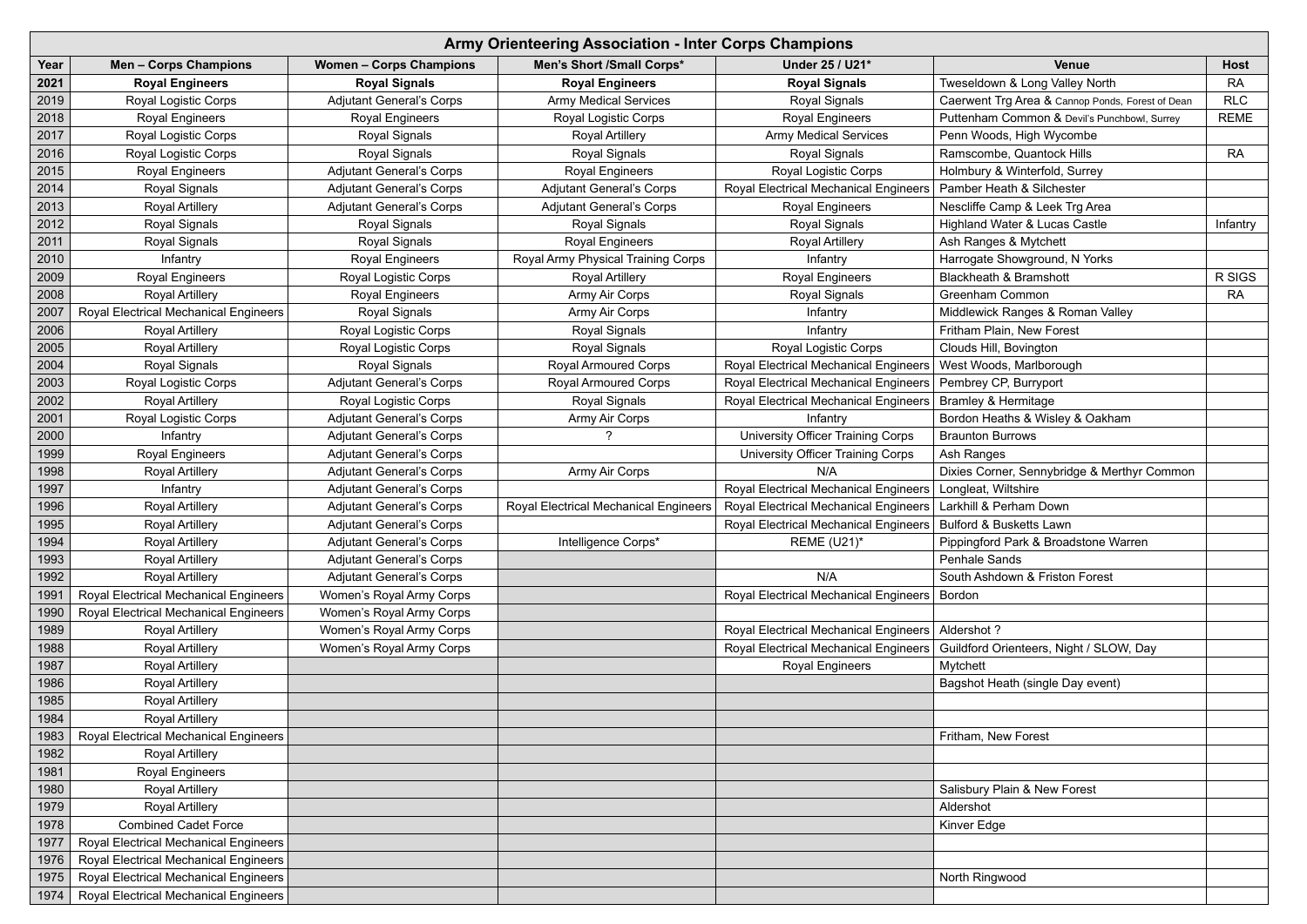| Army Orienteering Association - Inter Corps Champions | | | | | | |
|---|---|---|---|---|---|---|
| **Year** | **Men – Corps Champions** | **Women – Corps Champions** | **Men's Short /Small Corps*** | **Under 25 / U21*** | **Venue** | **Host** |
| **2021** | **Royal Engineers** | **Royal Signals** | **Royal Engineers** | **Royal Signals** | Tweseldown & Long Valley North | RA |
| 2019 | Royal Logistic Corps | Adjutant General's Corps | Army Medical Services | Royal Signals | Caerwent Trg Area & Cannop Ponds, Forest of Dean | RLC |
| 2018 | Royal Engineers | Royal Engineers | Royal Logistic Corps | Royal Engineers | Puttenham Common & Devil's Punchbowl, Surrey | REME |
| 2017 | Royal Logistic Corps | Royal Signals | Royal Artillery | Army Medical Services | Penn Woods, High Wycombe | |
| 2016 | Royal Logistic Corps | Royal Signals | Royal Signals | Royal Signals | Ramscombe, Quantock Hills | RA |
| 2015 | Royal Engineers | Adjutant General's Corps | Royal Engineers | Royal Logistic Corps | Holmbury & Winterfold, Surrey | |
| 2014 | Royal Signals | Adjutant General's Corps | Adjutant General's Corps | Royal Electrical Mechanical Engineers | Pamber Heath & Silchester | |
| 2013 | Royal Artillery | Adjutant General's Corps | Adjutant General's Corps | Royal Engineers | Nescliffe Camp & Leek Trg Area | |
| 2012 | Royal Signals | Royal Signals | Royal Signals | Royal Signals | Highland Water & Lucas Castle | Infantry |
| 2011 | Royal Signals | Royal Signals | Royal Engineers | Royal Artillery | Ash Ranges & Mytchett | |
| 2010 | Infantry | Royal Engineers | Royal Army Physical Training Corps | Infantry | Harrogate Showground, N Yorks | |
| 2009 | Royal Engineers | Royal Logistic Corps | Royal Artillery | Royal Engineers | Blackheath & Bramshott | R SIGS |
| 2008 | Royal Artillery | Royal Engineers | Army Air Corps | Royal Signals | Greenham Common | RA |
| 2007 | Royal Electrical Mechanical Engineers | Royal Signals | Army Air Corps | Infantry | Middlewick Ranges & Roman Valley | |
| 2006 | Royal Artillery | Royal Logistic Corps | Royal Signals | Infantry | Fritham Plain, New Forest | |
| 2005 | Royal Artillery | Royal Logistic Corps | Royal Signals | Royal Logistic Corps | Clouds Hill, Bovington | |
| 2004 | Royal Signals | Royal Signals | Royal Armoured Corps | Royal Electrical Mechanical Engineers | West Woods, Marlborough | |
| 2003 | Royal Logistic Corps | Adjutant General's Corps | Royal Armoured Corps | Royal Electrical Mechanical Engineers | Pembrey CP, Burryport | |
| 2002 | Royal Artillery | Royal Logistic Corps | Royal Signals | Royal Electrical Mechanical Engineers | Bramley & Hermitage | |
| 2001 | Royal Logistic Corps | Adjutant General's Corps | Army Air Corps | Infantry | Bordon Heaths & Wisley & Oakham | |
| 2000 | Infantry | Adjutant General's Corps | ? | University Officer Training Corps | Braunton Burrows | |
| 1999 | Royal Engineers | Adjutant General's Corps | | University Officer Training Corps | Ash Ranges | |
| 1998 | Royal Artillery | Adjutant General's Corps | Army Air Corps | N/A | Dixies Corner, Sennybridge & Merthyr Common | |
| 1997 | Infantry | Adjutant General's Corps | | Royal Electrical Mechanical Engineers | Longleat, Wiltshire | |
| 1996 | Royal Artillery | Adjutant General's Corps | Royal Electrical Mechanical Engineers | Royal Electrical Mechanical Engineers | Larkhill & Perham Down | |
| 1995 | Royal Artillery | Adjutant General's Corps | | Royal Electrical Mechanical Engineers | Bulford & Busketts Lawn | |
| 1994 | Royal Artillery | Adjutant General's Corps | Intelligence Corps* | REME (U21)* | Pippingford Park & Broadstone Warren | |
| 1993 | Royal Artillery | Adjutant General's Corps | | | Penhale Sands | |
| 1992 | Royal Artillery | Adjutant General's Corps | | N/A | South Ashdown & Friston Forest | |
| 1991 | Royal Electrical Mechanical Engineers | Women's Royal Army Corps | | Royal Electrical Mechanical Engineers | Bordon | |
| 1990 | Royal Electrical Mechanical Engineers | Women's Royal Army Corps | | | | |
| 1989 | Royal Artillery | Women's Royal Army Corps | | Royal Electrical Mechanical Engineers | Aldershot ? | |
| 1988 | Royal Artillery | Women's Royal Army Corps | | Royal Electrical Mechanical Engineers | Guildford Orienteers, Night / SLOW, Day | |
| 1987 | Royal Artillery | | | Royal Engineers | Mytchett | |
| 1986 | Royal Artillery | | | | Bagshot Heath (single Day event) | |
| 1985 | Royal Artillery | | | | | |
| 1984 | Royal Artillery | | | | | |
| 1983 | Royal Electrical Mechanical Engineers | | | | Fritham, New Forest | |
| 1982 | Royal Artillery | | | | | |
| 1981 | Royal Engineers | | | | | |
| 1980 | Royal Artillery | | | | Salisbury Plain & New Forest | |
| 1979 | Royal Artillery | | | | Aldershot | |
| 1978 | Combined Cadet Force | | | | Kinver Edge | |
| 1977 | Royal Electrical Mechanical Engineers | | | | | |
| 1976 | Royal Electrical Mechanical Engineers | | | | | |
| 1975 | Royal Electrical Mechanical Engineers | | | | North Ringwood | |
| 1974 | Royal Electrical Mechanical Engineers | | | | | |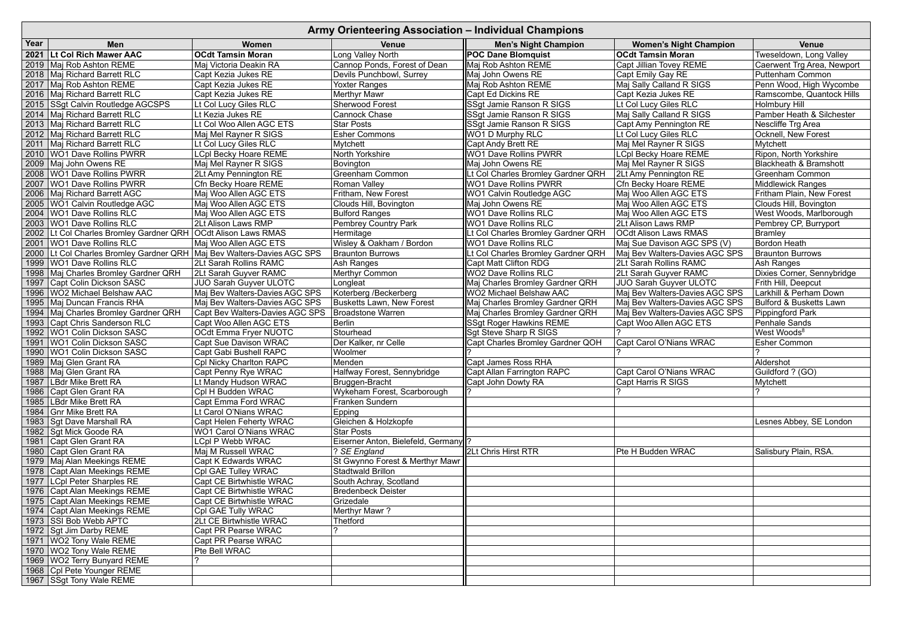# Army Orienteering Association – Individual Champions

| Year | Men | Women | Venue | Men's Night Champion | Women's Night Champion | Venue |
|---|---|---|---|---|---|---|
| **2021** | **Lt Col Rich Mawer AAC** | **OCdt Tamsin Moran** | Long Valley North | **POC Dane Blomquist** | **OCdt Tamsin Moran** | Tweseldown, Long Valley |
| 2019 | Maj Rob Ashton REME | Maj Victoria Deakin RA | Cannop Ponds, Forest of Dean | Maj Rob Ashton REME | Capt Jillian Tovey REME | Caerwent Trg Area, Newport |
| 2018 | Maj Richard Barrett RLC | Capt Kezia Jukes RE | Devils Punchbowl, Surrey | Maj John Owens RE | Capt Emily Gay RE | Puttenham Common |
| 2017 | Maj Rob Ashton REME | Capt Kezia Jukes RE | Yoxter Ranges | Maj Rob Ashton REME | Maj Sally Calland R SIGS | Penn Wood, High Wycombe |
| 2016 | Maj Richard Barrett RLC | Capt Kezia Jukes RE | Merthyr Mawr | Capt Ed Dickins RE | Capt Kezia Jukes RE | Ramscombe, Quantock Hills |
| 2015 | SSgt Calvin Routledge AGCSPS | Lt Col Lucy Giles RLC | Sherwood Forest | SSgt Jamie Ranson R SIGS | Lt Col Lucy Giles RLC | Holmbury Hill |
| 2014 | Maj Richard Barrett RLC | Lt Kezia Jukes RE | Cannock Chase | SSgt Jamie Ranson R SIGS | Maj Sally Calland R SIGS | Pamber Heath & Silchester |
| 2013 | Maj Richard Barrett RLC | Lt Col Woo Allen AGC ETS | Star Posts | SSgt Jamie Ranson R SIGS | Capt Amy Pennington RE | Nescliffe Trg Area |
| 2012 | Maj Richard Barrett RLC | Maj Mel Rayner R SIGS | Esher Commons | WO1 D Murphy RLC | Lt Col Lucy Giles RLC | Ocknell, New Forest |
| 2011 | Maj Richard Barrett RLC | Lt Col Lucy Giles RLC | Mytchett | Capt Andy Brett RE | Maj Mel Rayner R SIGS | Mytchett |
| 2010 | WO1 Dave Rollins PWRR | LCpl Becky Hoare REME | North Yorkshire | WO1 Dave Rollins PWRR | LCpl Becky Hoare REME | Ripon, North Yorkshire |
| 2009 | Maj John Owens RE | Maj Mel Rayner R SIGS | Bovington | Maj John Owens RE | Maj Mel Rayner R SIGS | Blackheath & Bramshott |
| 2008 | WO1 Dave Rollins PWRR | 2Lt Amy Pennington RE | Greenham Common | Lt Col Charles Bromley Gardner QRH | 2Lt Amy Pennington RE | Greenham Common |
| 2007 | WO1 Dave Rollins PWRR | Cfn Becky Hoare REME | Roman Valley | WO1 Dave Rollins PWRR | Cfn Becky Hoare REME | Middlewick Ranges |
| 2006 | Maj Richard Barrett AGC | Maj Woo Allen AGC ETS | Fritham, New Forest | WO1 Calvin Routledge AGC | Maj Woo Allen AGC ETS | Fritham Plain, New Forest |
| 2005 | WO1 Calvin Routledge AGC | Maj Woo Allen AGC ETS | Clouds Hill, Bovington | Maj John Owens RE | Maj Woo Allen AGC ETS | Clouds Hill, Bovington |
| 2004 | WO1 Dave Rollins RLC | Maj Woo Allen AGC ETS | Bulford Ranges | WO1 Dave Rollins RLC | Maj Woo Allen AGC ETS | West Woods, Marlborough |
| 2003 | WO1 Dave Rollins RLC | 2Lt Alison Laws RMP | Pembrey Country Park | WO1 Dave Rollins RLC | 2Lt Alison Laws RMP | Pembrey CP, Burryport |
| 2002 | Lt Col Charles Bromley Gardner QRH | OCdt Alison Laws RMAS | Hermitage | Lt Col Charles Bromley Gardner QRH | OCdt Alison Laws RMAS | Bramley |
| 2001 | WO1 Dave Rollins RLC | Maj Woo Allen AGC ETS | Wisley & Oakham / Bordon | WO1 Dave Rollins RLC | Maj Sue Davison AGC SPS (V) | Bordon Heath |
| 2000 | Lt Col Charles Bromley Gardner QRH | Maj Bev Walters-Davies AGC SPS | Braunton Burrows | Lt Col Charles Bromley Gardner QRH | Maj Bev Walters-Davies AGC SPS | Braunton Burrows |
| 1999 | WO1 Dave Rollins RLC | 2Lt Sarah Rollins RAMC | Ash Ranges | Capt Matt Clifton RDG | 2Lt Sarah Rollins RAMC | Ash Ranges |
| 1998 | Maj Charles Bromley Gardner QRH | 2Lt Sarah Guyver RAMC | Merthyr Common | WO2 Dave Rollins RLC | 2Lt Sarah Guyver RAMC | Dixies Corner, Sennybridge |
| 1997 | Capt Colin Dickson SASC | JUO Sarah Guyver ULOTC | Longleat | Maj Charles Bromley Gardner QRH | JUO Sarah Guyver ULOTC | Frith Hill, Deepcut |
| 1996 | WO2 Michael Belshaw AAC | Maj Bev Walters-Davies AGC SPS | Koterberg /Beckerberg | WO2 Michael Belshaw AAC | Maj Bev Walters-Davies AGC SPS | Larkhill & Perham Down |
| 1995 | Maj Duncan Francis RHA | Maj Bev Walters-Davies AGC SPS | Busketts Lawn, New Forest | Maj Charles Bromley Gardner QRH | Maj Bev Walters-Davies AGC SPS | Bulford & Busketts Lawn |
| 1994 | Maj Charles Bromley Gardner QRH | Capt Bev Walters-Davies AGC SPS | Broadstone Warren | Maj Charles Bromley Gardner QRH | Maj Bev Walters-Davies AGC SPS | Pippingford Park |
| 1993 | Capt Chris Sanderson RLC | Capt Woo Allen AGC ETS | Berlin | SSgt Roger Hawkins REME | Capt Woo Allen AGC ETS | Penhale Sands |
| 1992 | WO1 Colin Dickson SASC | OCdt Emma Fryer NUOTC | Stourhead | Sgt Steve Sharp R SIGS | ? | West Woods[8] |
| 1991 | WO1 Colin Dickson SASC | Capt Sue Davison WRAC | Der Kalker, nr Celle | Capt Charles Bromley Gardner QOH | Capt Carol O'Nians WRAC | Esher Common |
| 1990 | WO1 Colin Dickson SASC | Capt Gabi Bushell RAPC | Woolmer | ? | ? | ? |
| 1989 | Maj Glen Grant RA | Cpl Nicky Charlton RAPC | Menden | Capt James Ross RHA | | Aldershot |
| 1988 | Maj Glen Grant RA | Capt Penny Rye WRAC | Halfway Forest, Sennybridge | Capt Allan Farrington RAPC | Capt Carol O'Nians WRAC | Guildford ? (GO) |
| 1987 | LBdr Mike Brett RA | Lt Mandy Hudson WRAC | Bruggen-Bracht | Capt John Dowty RA | Capt Harris R SIGS | Mytchett |
| 1986 | Capt Glen Grant RA | Cpl H Budden WRAC | Wykeham Forest, Scarborough | ? | ? | ? |
| 1985 | LBdr Mike Brett RA | Capt Emma Ford WRAC | Franken Sundern | | | |
| 1984 | Gnr Mike Brett RA | Lt Carol O'Nians WRAC | Epping | | | |
| 1983 | Sgt Dave Marshall RA | Capt Helen Feherty WRAC | Gleichen & Holzkopfe | | | Lesnes Abbey, SE London |
| 1982 | Sgt Mick Goode RA | WO1 Carol O'Nians WRAC | Star Posts | | | |
| 1981 | Capt Glen Grant RA | LCpl P Webb WRAC | Eiserner Anton, Bielefeld, Germany | ? | | |
| 1980 | Capt Glen Grant RA | Maj M Russell WRAC | *? SE England* | 2Lt Chris Hirst RTR | Pte H Budden WRAC | Salisbury Plain, RSA. |
| 1979 | Maj Alan Meekings REME | Capt K Edwards WRAC | St Gwynno Forest & Merthyr Mawr | | | |
| 1978 | Capt Alan Meekings REME | Cpl GAE Tulley WRAC | Stadtwald Brillon | | | |
| 1977 | LCpl Peter Sharples RE | Capt CE Birtwhistle WRAC | South Achray, Scotland | | | |
| 1976 | Capt Alan Meekings REME | Capt CE Birtwhistle WRAC | Bredenbeck Deister | | | |
| 1975 | Capt Alan Meekings REME | Capt CE Birtwhistle WRAC | Grizedale | | | |
| 1974 | Capt Alan Meekings REME | Cpl GAE Tully WRAC | Merthyr Mawr ? | | | |
| 1973 | SSI Bob Webb APTC | 2Lt CE Birtwhistle WRAC | Thetford | | | |
| 1972 | Sgt Jim Darby REME | Capt PR Pearse WRAC | ? | | | |
| 1971 | WO2 Tony Wale REME | Capt PR Pearse WRAC | | | | |
| 1970 | WO2 Tony Wale REME | Pte Bell WRAC | | | | |
| 1969 | WO2 Terry Bunyard REME | ? | | | | |
| 1968 | Cpl Pete Younger REME | | | | | |
| 1967 | SSgt Tony Wale REME | | | | | |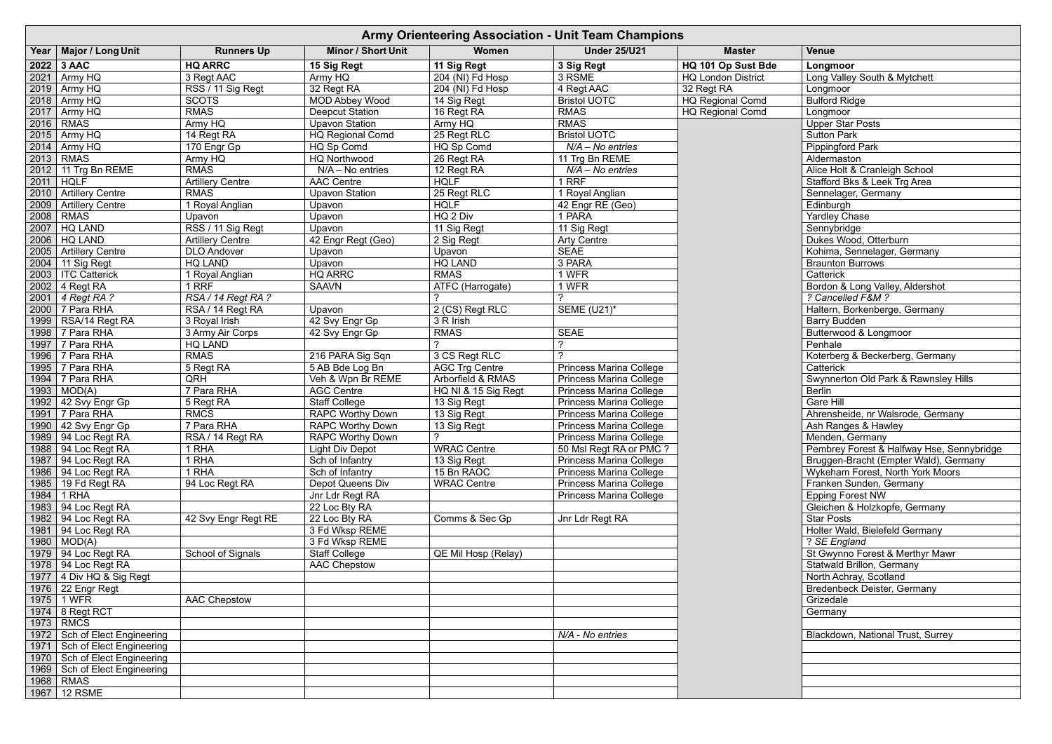| **Army Orienteering Association - Unit Team Champions** | | | | | | | |
|---|---|---|---|---|---|---|---|
| **Year** | **Major / Long Unit** | **Runners Up** | **Minor / Short Unit** | **Women** | **Under 25/U21** | **Master** | **Venue** |
| **2022** | **3 AAC** | **HQ ARRC** | **15 Sig Regt** | **11 Sig Regt** | **3 Sig Regt** | **HQ 101 Op Sust Bde** | **Longmoor** |
| 2021 | Army HQ | 3 Regt AAC | Army HQ | 204 (NI) Fd Hosp | 3 RSME | HQ London District | Long Valley South & Mytchett |
| 2019 | Army HQ | RSS / 11 Sig Regt | 32 Regt RA | 204 (NI) Fd Hosp | 4 Regt AAC | 32 Regt RA | Longmoor |
| 2018 | Army HQ | SCOTS | MOD Abbey Wood | 14 Sig Regt | Bristol UOTC | HQ Regional Comd | Bulford Ridge |
| 2017 | Army HQ | RMAS | Deepcut Station | 16 Regt RA | RMAS | HQ Regional Comd | Longmoor |
| 2016 | RMAS | Army HQ | Upavon Station | Army HQ | RMAS | | Upper Star Posts |
| 2015 | Army HQ | 14 Regt RA | HQ Regional Comd | 25 Regt RLC | Bristol UOTC | | Sutton Park |
| 2014 | Army HQ | 170 Engr Gp | HQ Sp Comd | HQ Sp Comd | *N/A – No entries* | | Pippingford Park |
| 2013 | RMAS | Army HQ | HQ Northwood | 26 Regt RA | 11 Trg Bn REME | | Aldermaston |
| 2012 | 11 Trg Bn REME | RMAS | N/A – No entries | 12 Regt RA | *N/A – No entries* | | Alice Holt & Cranleigh School |
| 2011 | HQLF | Artillery Centre | AAC Centre | HQLF | 1 RRF | | Stafford Bks & Leek Trg Area |
| 2010 | Artillery Centre | RMAS | Upavon Station | 25 Regt RLC | 1 Royal Anglian | | Sennelager, Germany |
| 2009 | Artillery Centre | 1 Royal Anglian | Upavon | HQLF | 42 Engr RE (Geo) | | Edinburgh |
| 2008 | RMAS | Upavon | Upavon | HQ 2 Div | 1 PARA | | Yardley Chase |
| 2007 | HQ LAND | RSS / 11 Sig Regt | Upavon | 11 Sig Regt | 11 Sig Regt | | Sennybridge |
| 2006 | HQ LAND | Artillery Centre | 42 Engr Regt (Geo) | 2 Sig Regt | Arty Centre | | Dukes Wood, Otterburn |
| 2005 | Artillery Centre | DLO Andover | Upavon | Upavon | SEAE | | Kohima, Sennelager, Germany |
| 2004 | 11 Sig Regt | HQ LAND | Upavon | HQ LAND | 3 PARA | | Braunton Burrows |
| 2003 | ITC Catterick | 1 Royal Anglian | HQ ARRC | RMAS | 1 WFR | | Catterick |
| 2002 | 4 Regt RA | 1 RRF | SAAVN | ATFC (Harrogate) | 1 WFR | | Bordon & Long Valley, Aldershot |
| 2001 | *4 Regt RA ?* | *RSA / 14 Regt RA ?* | | ? | ? | | *? Cancelled F&M ?* |
| 2000 | 7 Para RHA | RSA / 14 Regt RA | Upavon | 2 (CS) Regt RLC | SEME (U21)* | | Haltern, Borkenberge, Germany |
| 1999 | RSA/14 Regt RA | 3 Royal Irish | 42 Svy Engr Gp | 3 R Irish | | | Barry Budden |
| 1998 | 7 Para RHA | 3 Army Air Corps | 42 Svy Engr Gp | RMAS | SEAE | | Butterwood & Longmoor |
| 1997 | 7 Para RHA | HQ LAND | | ? | ? | | Penhale |
| 1996 | 7 Para RHA | RMAS | 216 PARA Sig Sqn | 3 CS Regt RLC | ? | | Koterberg & Beckerberg, Germany |
| 1995 | 7 Para RHA | 5 Regt RA | 5 AB Bde Log Bn | AGC Trg Centre | Princess Marina College | | Catterick |
| 1994 | 7 Para RHA | QRH | Veh & Wpn Br REME | Arborfield & RMAS | Princess Marina College | | Swynnerton Old Park & Rawnsley Hills |
| 1993 | MOD(A) | 7 Para RHA | AGC Centre | HQ NI & 15 Sig Regt | Princess Marina College | | Berlin |
| 1992 | 42 Svy Engr Gp | 5 Regt RA | Staff College | 13 Sig Regt | Princess Marina College | | Gare Hill |
| 1991 | 7 Para RHA | RMCS | RAPC Worthy Down | 13 Sig Regt | Princess Marina College | | Ahrensheide, nr Walsrode, Germany |
| 1990 | 42 Svy Engr Gp | 7 Para RHA | RAPC Worthy Down | 13 Sig Regt | Princess Marina College | | Ash Ranges & Hawley |
| 1989 | 94 Loc Regt RA | RSA / 14 Regt RA | RAPC Worthy Down | ? | Princess Marina College | | Menden, Germany |
| 1988 | 94 Loc Regt RA | 1 RHA | Light Div Depot | WRAC Centre | 50 Msl Regt RA or PMC ? | | Pembrey Forest & Halfway Hse, Sennybridge |
| 1987 | 94 Loc Regt RA | 1 RHA | Sch of Infantry | 13 Sig Regt | Princess Marina College | | Bruggen-Bracht (Empter Wald), Germany |
| 1986 | 94 Loc Regt RA | 1 RHA | Sch of Infantry | 15 Bn RAOC | Princess Marina College | | Wykeham Forest, North York Moors |
| 1985 | 19 Fd Regt RA | 94 Loc Regt RA | Depot Queens Div | WRAC Centre | Princess Marina College | | Franken Sunden, Germany |
| 1984 | 1 RHA | | Jnr Ldr Regt RA | | Princess Marina College | | Epping Forest NW |
| 1983 | 94 Loc Regt RA | | 22 Loc Bty RA | | | | Gleichen & Holzkopfe, Germany |
| 1982 | 94 Loc Regt RA | 42 Svy Engr Regt RE | 22 Loc Bty RA | Comms & Sec Gp | Jnr Ldr Regt RA | | Star Posts |
| 1981 | 94 Loc Regt RA | | 3 Fd Wksp REME | | | | Holter Wald, Bielefeld Germany |
| 1980 | MOD(A) | | 3 Fd Wksp REME | | | | *? SE England* |
| 1979 | 94 Loc Regt RA | School of Signals | Staff College | QE Mil Hosp (Relay) | | | St Gwynno Forest & Merthyr Mawr |
| 1978 | 94 Loc Regt RA | | AAC Chepstow | | | | Statwald Brillon, Germany |
| 1977 | 4 Div HQ & Sig Regt | | | | | | North Achray, Scotland |
| 1976 | 22 Engr Regt | | | | | | Bredenbeck Deister, Germany |
| 1975 | 1 WFR | AAC Chepstow | | | | | Grizedale |
| 1974 | 8 Regt RCT | | | | | | Germany |
| 1973 | RMCS | | | | | | |
| 1972 | Sch of Elect Engineering | | | | *N/A - No entries* | | Blackdown, National Trust, Surrey |
| 1971 | Sch of Elect Engineering | | | | | | |
| 1970 | Sch of Elect Engineering | | | | | | |
| 1969 | Sch of Elect Engineering | | | | | | |
| 1968 | RMAS | | | | | | |
| 1967 | 12 RSME | | | | | | |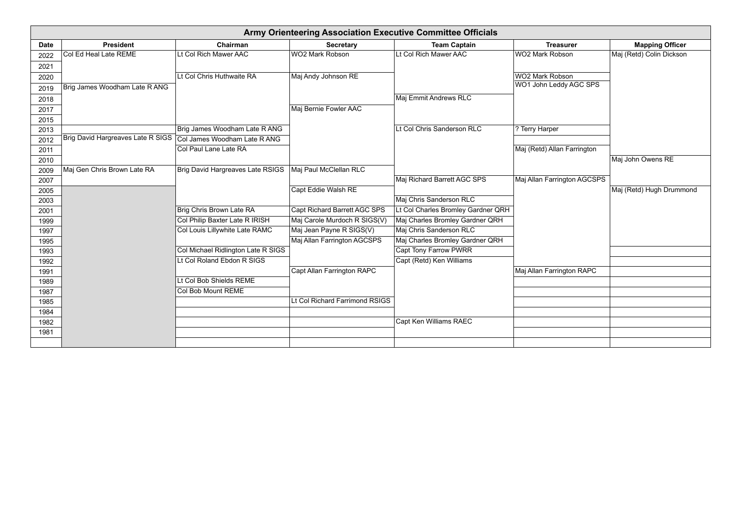| Army Orienteering Association Executive Committee Officials | | | | | | |
|---|---|---|---|---|---|---|
| **Date** | **President** | **Chairman** | **Secretary** | **Team Captain** | **Treasurer** | **Mapping Officer** |
| 2022 | Col Ed Heal Late REME | Lt Col Rich Mawer AAC | WO2 Mark Robson | Lt Col Rich Mawer AAC | WO2 Mark Robson | Maj (Retd) Colin Dickson |
| 2021 | | | | | | |
| 2020 | | Lt Col Chris Huthwaite RA | Maj Andy Johnson RE | | WO2 Mark Robson | |
| 2019 | Brig James Woodham Late R ANG | | | | WO1 John Leddy AGC SPS | |
| 2018 | | | | Maj Emmit Andrews RLC | | |
| 2017 | | | Maj Bernie Fowler AAC | | | |
| 2015 | | | | | | |
| 2013 | | Brig James Woodham Late R ANG | | Lt Col Chris Sanderson RLC | ? Terry Harper | |
| 2012 | Brig David Hargreaves Late R SIGS | Col James Woodham Late R ANG | | | | |
| 2011 | | Col Paul Lane Late RA | | | Maj (Retd) Allan Farrington | |
| 2010 | | | | | | Maj John Owens RE |
| 2009 | Maj Gen Chris Brown Late RA | Brig David Hargreaves Late RSIGS | Maj Paul McClellan RLC | | | |
| 2007 | | | | Maj Richard Barrett AGC SPS | Maj Allan Farrington AGCSPS | |
| 2005 | | | Capt Eddie Walsh RE | | | Maj (Retd) Hugh Drummond |
| 2003 | | | | Maj Chris Sanderson RLC | | |
| 2001 | | Brig Chris Brown Late RA | Capt Richard Barrett AGC SPS | Lt Col Charles Bromley Gardner QRH | | |
| 1999 | | Col Philip Baxter Late R IRISH | Maj Carole Murdoch R SIGS(V) | Maj Charles Bromley Gardner QRH | | |
| 1997 | | Col Louis Lillywhite Late RAMC | Maj Jean Payne R SIGS(V) | Maj Chris Sanderson RLC | | |
| 1995 | | | Maj Allan Farrington AGCSPS | Maj Charles Bromley Gardner QRH | | |
| 1993 | | Col Michael Ridlington Late R SIGS | | Capt Tony Farrow PWRR | | |
| 1992 | | Lt Col Roland Ebdon R SIGS | | Capt (Retd) Ken Williams | | |
| 1991 | | | Capt Allan Farrington RAPC | | Maj Allan Farrington RAPC | |
| 1989 | | Lt Col Bob Shields REME | | | | |
| 1987 | | Col Bob Mount REME | | | | |
| 1985 | | | Lt Col Richard Farrimond RSIGS | | | |
| 1984 | | | | | | |
| 1982 | | | | Capt Ken Williams RAEC | | |
| 1981 | | | | | | |
| | | | | | | |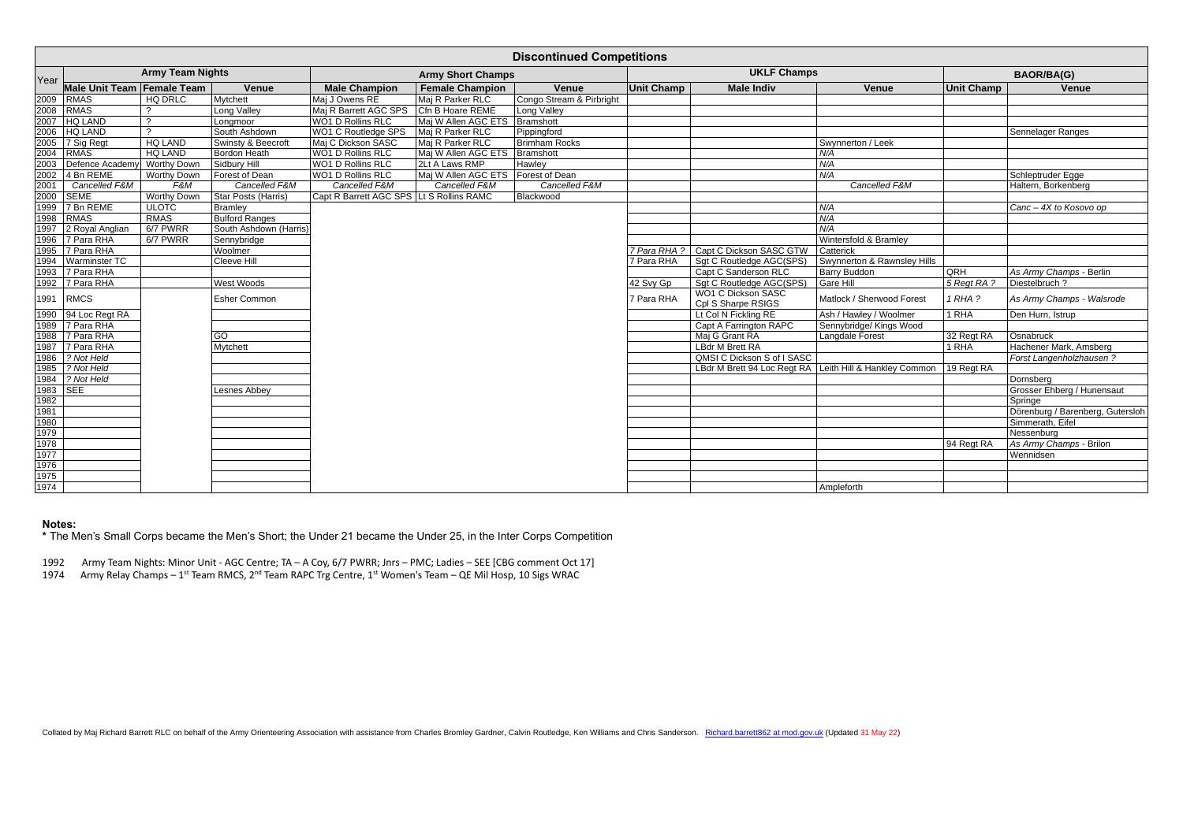# Discontinued Competitions

| Year | Army Team Nights | | | Army Short Champs | | | UKLF Champs | | | BAOR/BA(G) | |
|---|---|---|---|---|---|---|---|---|---|---|---|
| | Male Unit Team | Female Team | Venue | Male Champion | Female Champion | Venue | Unit Champ | Male Indiv | Venue | Unit Champ | Venue |
| 2009 | RMAS | HQ DRLC | Mytchett | Maj J Owens RE | Maj R Parker RLC | Congo Stream & Pirbright | | | | | |
| 2008 | RMAS | ? | Long Valley | Maj R Barrett AGC SPS | Cfn B Hoare REME | Long Valley | | | | | |
| 2007 | HQ LAND | ? | Longmoor | WO1 D Rollins RLC | Maj W Allen AGC ETS | Bramshott | | | | | |
| 2006 | HQ LAND | ? | South Ashdown | WO1 C Routledge SPS | Maj R Parker RLC | Pippingford | | | | | Sennelager Ranges |
| 2005 | 7 Sig Regt | HQ LAND | Swinsty & Beecroft | Maj C Dickson SASC | Maj R Parker RLC | Brimham Rocks | | | Swynnerton / Leek | | |
| 2004 | RMAS | HQ LAND | Bordon Heath | WO1 D Rollins RLC | Maj W Allen AGC ETS | Bramshott | | | N/A | | |
| 2003 | Defence Academy | Worthy Down | Sidbury Hill | WO1 D Rollins RLC | 2Lt A Laws RMP | Hawley | | | N/A | | |
| 2002 | 4 Bn REME | Worthy Down | Forest of Dean | WO1 D Rollins RLC | Maj W Allen AGC ETS | Forest of Dean | | | N/A | | Schleptruder Egge |
| 2001 | *Cancelled F&M* | *F&M* | *Cancelled F&M* | *Cancelled F&M* | *Cancelled F&M* | *Cancelled F&M* | | | *Cancelled F&M* | | Haltern, Borkenberg |
| 2000 | SEME | Worthy Down | Star Posts (Harris) | Capt R Barrett AGC SPS | Lt S Rollins RAMC | Blackwood | | | | | |
| 1999 | 7 Bn REME | ULOTC | Bramley | | | | | | N/A | | *Canc – 4X to Kosovo op* |
| 1998 | RMAS | RMAS | Bulford Ranges | | | | | | N/A | | |
| 1997 | 2 Royal Anglian | 6/7 PWRR | South Ashdown (Harris) | | | | | | N/A | | |
| 1996 | 7 Para RHA | 6/7 PWRR | Sennybridge | | | | | | Wintersfold & Bramley | | |
| 1995 | 7 Para RHA | | Woolmer | | | | *7 Para RHA ?* | Capt C Dickson SASC GTW | Catterick | | |
| 1994 | Warminster TC | | Cleeve Hill | | | | 7 Para RHA | Sgt C Routledge AGC(SPS) | Swynnerton & Rawnsley Hills | | |
| 1993 | 7 Para RHA | | | | | | | Capt C Sanderson RLC | Barry Buddon | QRH | *As Army Champs* - Berlin |
| 1992 | 7 Para RHA | | West Woods | | | | 42 Svy Gp | Sgt C Routledge AGC(SPS) | Gare Hill | *5 Regt RA ?* | Diestelbruch ? |
| 1991 | RMCS | | Esher Common | | | | 7 Para RHA | WO1 C Dickson SASC<br>Cpl S Sharpe RSIGS | Matlock / Sherwood Forest | *1 RHA ?* | *As Army Champs - Walsrode* |
| 1990 | 94 Loc Regt RA | | | | | | | Lt Col N Fickling RE | Ash / Hawley / Woolmer | 1 RHA | Den Hurn, Istrup |
| 1989 | 7 Para RHA | | | | | | | Capt A Farrington RAPC | Sennybridge/ Kings Wood | | |
| 1988 | 7 Para RHA | | GO | | | | | Maj G Grant RA | Langdale Forest | 32 Regt RA | Osnabruck |
| 1987 | 7 Para RHA | | Mytchett | | | | | LBdr M Brett RA | | 1 RHA | Hachener Mark, Amsberg |
| 1986 | *? Not Held* | | | | | | | QMSI C Dickson S of I SASC | | | *Forst Langenholzhausen ?* |
| 1985 | *? Not Held* | | | | | | | LBdr M Brett 94 Loc Regt RA | Leith Hill & Hankley Common | 19 Regt RA | |
| 1984 | *? Not Held* | | | | | | | | | | Dornsberg |
| 1983 | SEE | | Lesnes Abbey | | | | | | | | Grosser Ehberg / Hunensaut |
| 1982 | | | | | | | | | | | Springe |
| 1981 | | | | | | | | | | | Dörenburg / Barenberg, Gutersloh |
| 1980 | | | | | | | | | | | Simmerath, Eifel |
| 1979 | | | | | | | | | | | Nessenburg |
| 1978 | | | | | | | | | | 94 Regt RA | *As Army Champs* - Brilon |
| 1977 | | | | | | | | | | | Wennidsen |
| 1976 | | | | | | | | | | | |
| 1975 | | | | | | | | | | | |
| 1974 | | | | | | | | | Ampleforth | | |

**Notes:**

**\*** The Men's Small Corps became the Men's Short; the Under 21 became the Under 25, in the Inter Corps Competition

1992 Army Team Nights: Minor Unit - AGC Centre; TA – A Coy, 6/7 PWRR; Jnrs – PMC; Ladies – SEE [CBG comment Oct 17]

1974 Army Relay Champs – 1st Team RMCS, 2nd Team RAPC Trg Centre, 1st Women's Team – QE Mil Hosp, 10 Sigs WRAC

Collated by Maj Richard Barrett RLC on behalf of the Army Orienteering Association with assistance from Charles Bromley Gardner, Calvin Routledge, Ken Williams and Chris Sanderson. Richard.barrett862 at mod.gov.uk (Updated 31 May 22)